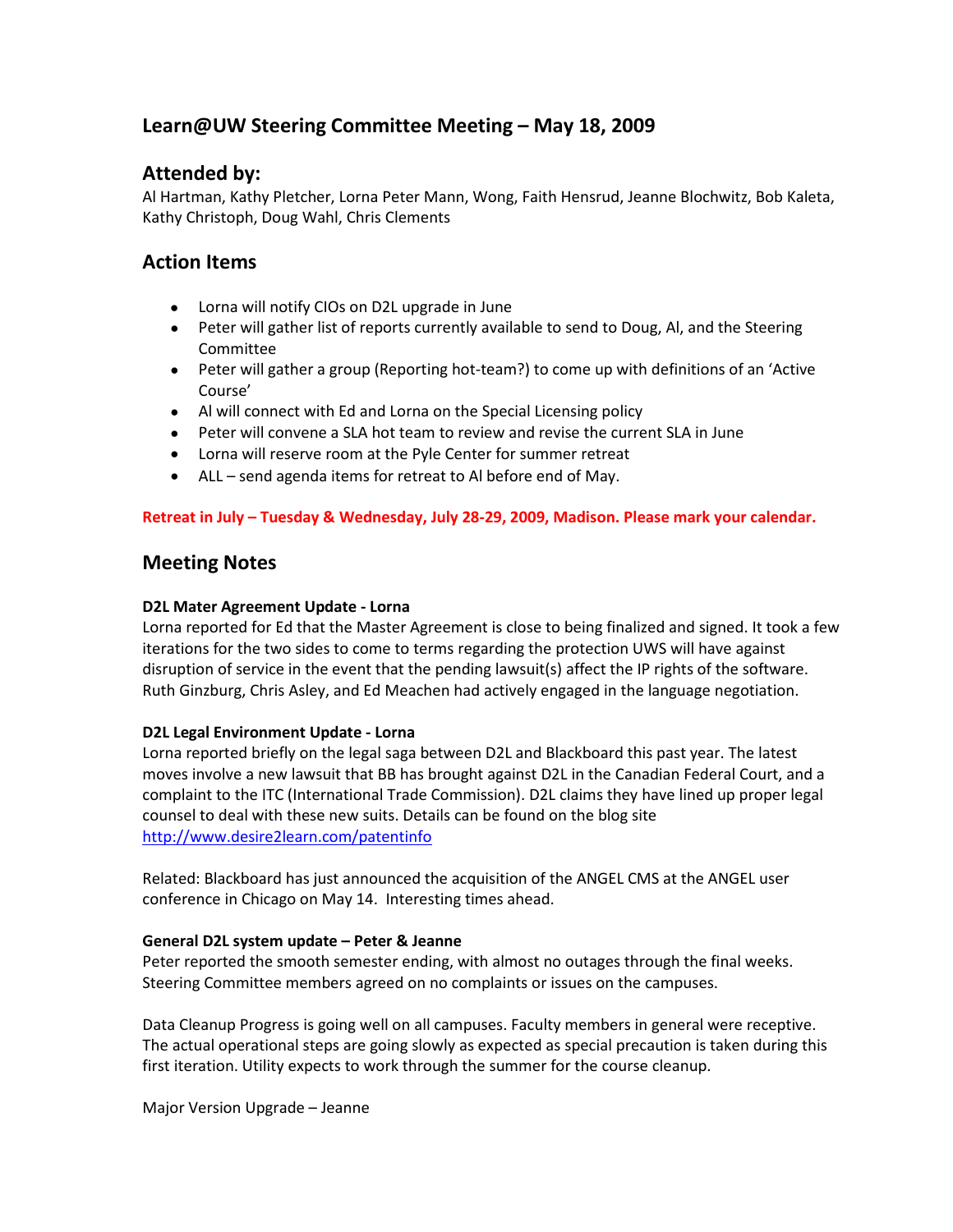# Learn@UW Steering Committee Meeting – May 18, 2009

## Attended by:

Al Hartman, Kathy Pletcher, Lorna Peter Mann, Wong, Faith Hensrud, Jeanne Blochwitz, Bob Kaleta, Kathy Christoph, Doug Wahl, Chris Clements

## Action Items

- Lorna will notify CIOs on D2L upgrade in June
- Peter will gather list of reports currently available to send to Doug, Al, and the Steering Committee
- Peter will gather a group (Reporting hot-team?) to come up with definitions of an 'Active Course'
- Al will connect with Ed and Lorna on the Special Licensing policy
- Peter will convene a SLA hot team to review and revise the current SLA in June
- Lorna will reserve room at the Pyle Center for summer retreat
- ALL – send agenda items for retreat to Al before end of May.

**Retreat in July – Tuesday & Wednesday, July 28-29, 2009, Madison. Please mark your calendar.**

## Meeting Notes

**D2L Mater Agreement Update - Lorna**

Lorna reported for Ed that the Master Agreement is close to being finalized and signed. It took a few iterations for the two sides to come to terms regarding the protection UWS will have against disruption of service in the event that the pending lawsuit(s) affect the IP rights of the software. Ruth Ginzburg, Chris Asley, and Ed Meachen had actively engaged in the language negotiation.

**D2L Legal Environment Update - Lorna**

Lorna reported briefly on the legal saga between D2L and Blackboard this past year. The latest moves involve a new lawsuit that BB has brought against D2L in the Canadian Federal Court, and a complaint to the ITC (International Trade Commission). D2L claims they have lined up proper legal counsel to deal with these new suits. Details can be found on the blog site http://www.desire2learn.com/patentinfo

Related: Blackboard has just announced the acquisition of the ANGEL CMS at the ANGEL user conference in Chicago on May 14. Interesting times ahead.

**General D2L system update – Peter & Jeanne**

Peter reported the smooth semester ending, with almost no outages through the final weeks. Steering Committee members agreed on no complaints or issues on the campuses.

Data Cleanup Progress is going well on all campuses. Faculty members in general were receptive. The actual operational steps are going slowly as expected as special precaution is taken during this first iteration. Utility expects to work through the summer for the course cleanup.

Major Version Upgrade – Jeanne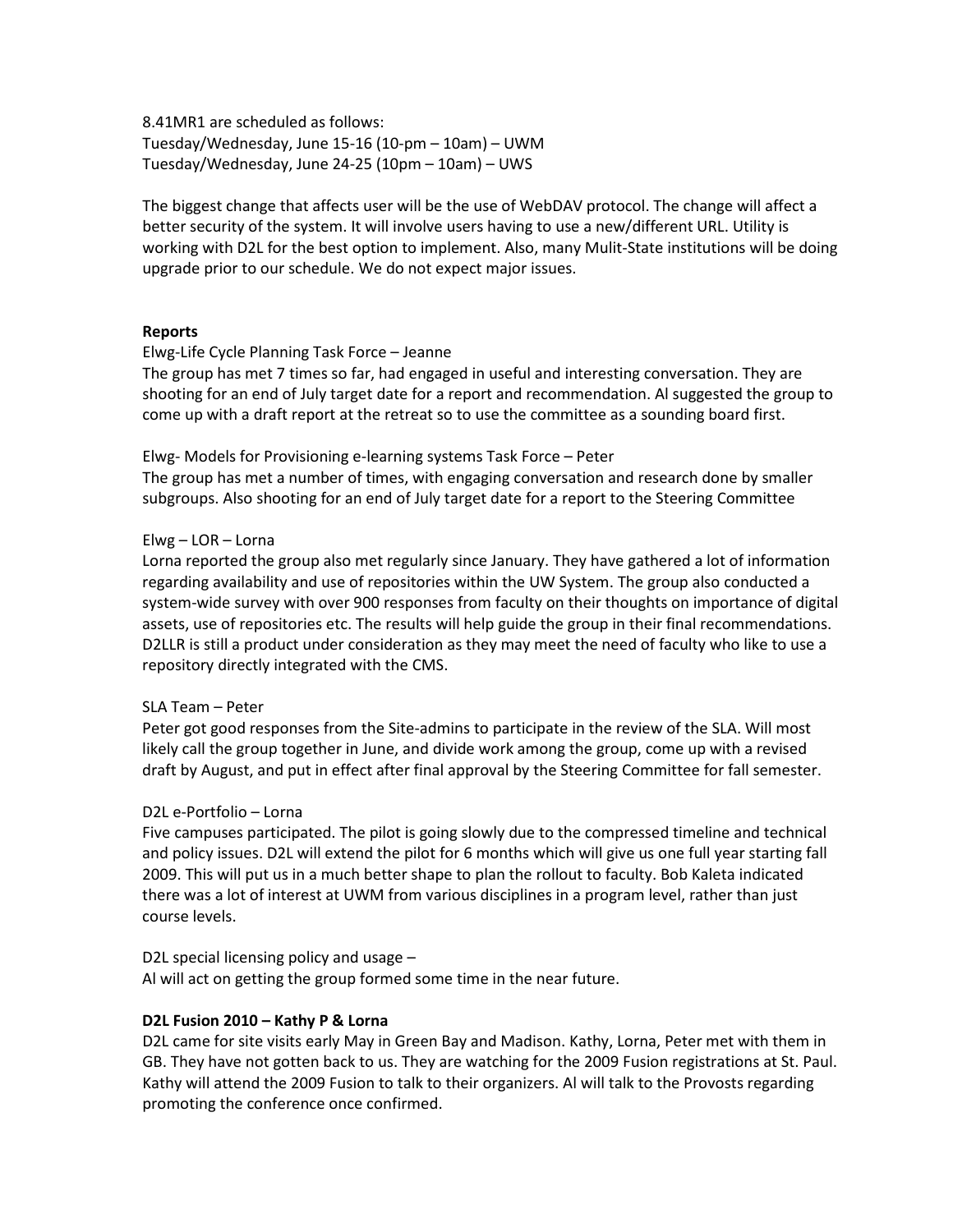8.41MR1 are scheduled as follows:
Tuesday/Wednesday, June 15-16 (10-pm – 10am) – UWM
Tuesday/Wednesday, June 24-25 (10pm – 10am) – UWS

The biggest change that affects user will be the use of WebDAV protocol. The change will affect a better security of the system. It will involve users having to use a new/different URL. Utility is working with D2L for the best option to implement. Also, many Mulit-State institutions will be doing upgrade prior to our schedule. We do not expect major issues.

**Reports**

Elwg-Life Cycle Planning Task Force – Jeanne
The group has met 7 times so far, had engaged in useful and interesting conversation. They are shooting for an end of July target date for a report and recommendation. Al suggested the group to come up with a draft report at the retreat so to use the committee as a sounding board first.

Elwg- Models for Provisioning e-learning systems Task Force – Peter
The group has met a number of times, with engaging conversation and research done by smaller subgroups. Also shooting for an end of July target date for a report to the Steering Committee

Elwg – LOR – Lorna
Lorna reported the group also met regularly since January. They have gathered a lot of information regarding availability and use of repositories within the UW System. The group also conducted a system-wide survey with over 900 responses from faculty on their thoughts on importance of digital assets, use of repositories etc. The results will help guide the group in their final recommendations. D2LLR is still a product under consideration as they may meet the need of faculty who like to use a repository directly integrated with the CMS.

SLA Team – Peter
Peter got good responses from the Site-admins to participate in the review of the SLA. Will most likely call the group together in June, and divide work among the group, come up with a revised draft by August, and put in effect after final approval by the Steering Committee for fall semester.

D2L e-Portfolio – Lorna
Five campuses participated. The pilot is going slowly due to the compressed timeline and technical and policy issues. D2L will extend the pilot for 6 months which will give us one full year starting fall 2009. This will put us in a much better shape to plan the rollout to faculty. Bob Kaleta indicated there was a lot of interest at UWM from various disciplines in a program level, rather than just course levels.

D2L special licensing policy and usage –
Al will act on getting the group formed some time in the near future.

**D2L Fusion 2010 – Kathy P & Lorna**

D2L came for site visits early May in Green Bay and Madison. Kathy, Lorna, Peter met with them in GB. They have not gotten back to us. They are watching for the 2009 Fusion registrations at St. Paul. Kathy will attend the 2009 Fusion to talk to their organizers. Al will talk to the Provosts regarding promoting the conference once confirmed.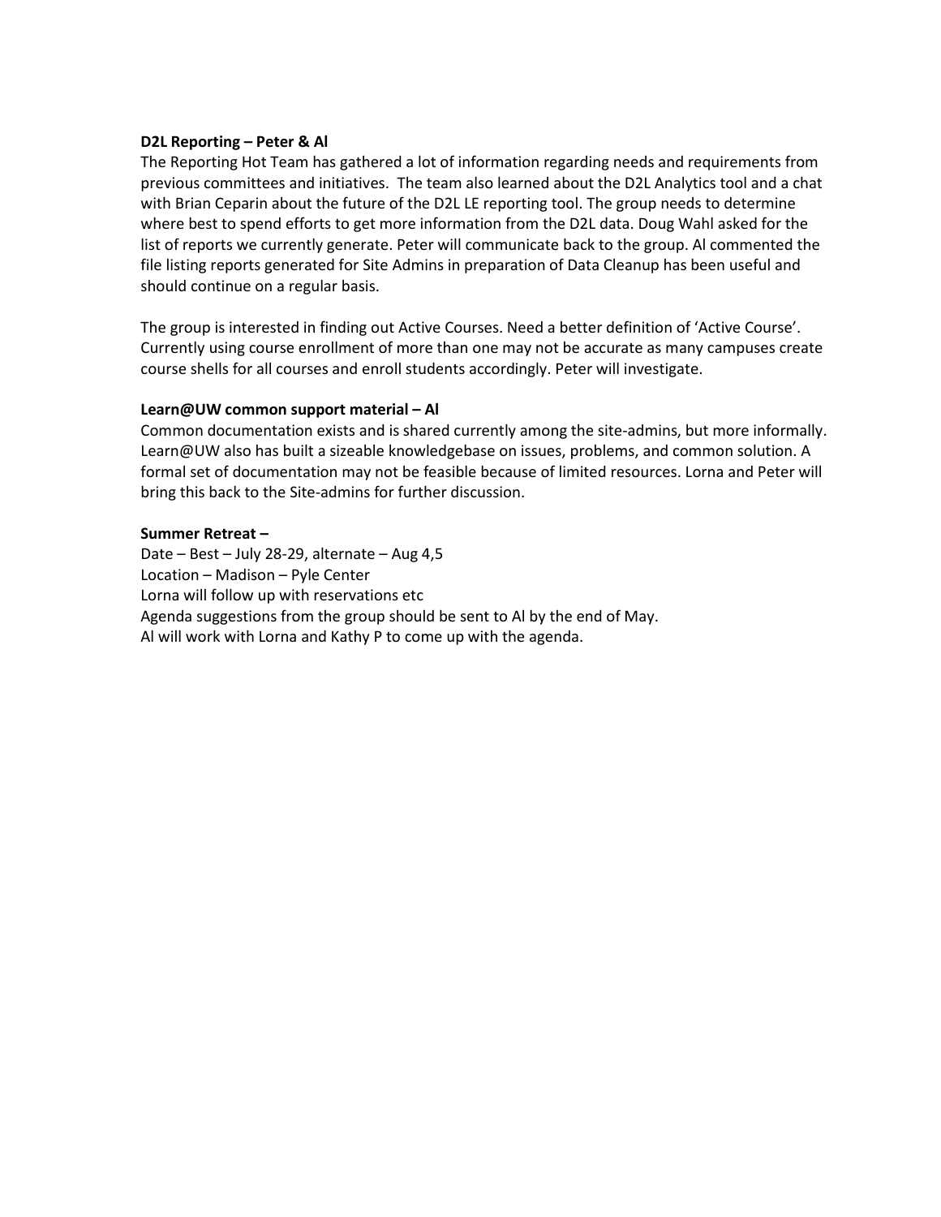**D2L Reporting – Peter & Al**

The Reporting Hot Team has gathered a lot of information regarding needs and requirements from previous committees and initiatives. The team also learned about the D2L Analytics tool and a chat with Brian Ceparin about the future of the D2L LE reporting tool. The group needs to determine where best to spend efforts to get more information from the D2L data. Doug Wahl asked for the list of reports we currently generate. Peter will communicate back to the group. Al commented the file listing reports generated for Site Admins in preparation of Data Cleanup has been useful and should continue on a regular basis.

The group is interested in finding out Active Courses. Need a better definition of 'Active Course'. Currently using course enrollment of more than one may not be accurate as many campuses create course shells for all courses and enroll students accordingly. Peter will investigate.

**Learn@UW common support material – Al**

Common documentation exists and is shared currently among the site-admins, but more informally. Learn@UW also has built a sizeable knowledgebase on issues, problems, and common solution. A formal set of documentation may not be feasible because of limited resources. Lorna and Peter will bring this back to the Site-admins for further discussion.

**Summer Retreat –**

Date – Best – July 28-29, alternate – Aug 4,5
Location – Madison – Pyle Center
Lorna will follow up with reservations etc
Agenda suggestions from the group should be sent to Al by the end of May.
Al will work with Lorna and Kathy P to come up with the agenda.